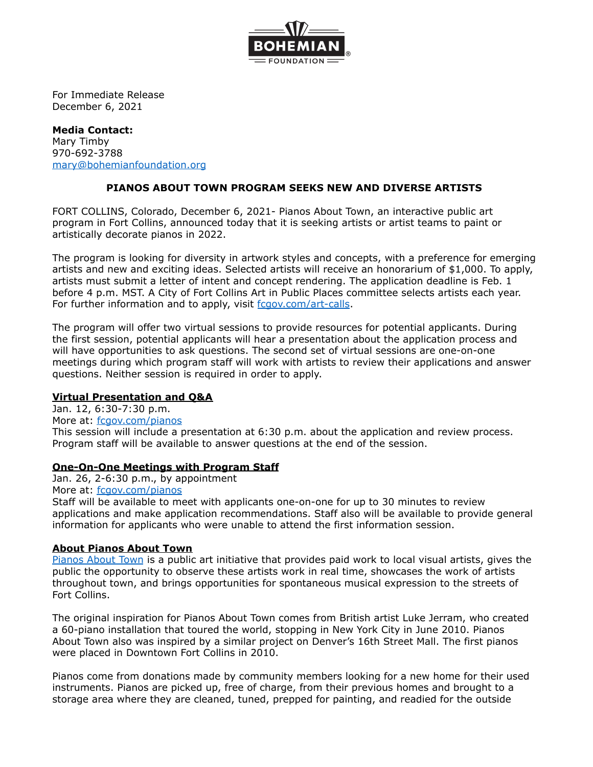For Immediate Release
December 6, 2021

**Media Contact:**
Mary Timby
970-692-3788
mary@bohemianfoundation.org

**PIANOS ABOUT TOWN PROGRAM SEEKS NEW AND DIVERSE ARTISTS**

FORT COLLINS, Colorado, December 6, 2021- Pianos About Town, an interactive public art program in Fort Collins, announced today that it is seeking artists or artist teams to paint or artistically decorate pianos in 2022.

The program is looking for diversity in artwork styles and concepts, with a preference for emerging artists and new and exciting ideas. Selected artists will receive an honorarium of $1,000. To apply, artists must submit a letter of intent and concept rendering. The application deadline is Feb. 1 before 4 p.m. MST. A City of Fort Collins Art in Public Places committee selects artists each year. For further information and to apply, visit fcgov.com/art-calls.

The program will offer two virtual sessions to provide resources for potential applicants. During the first session, potential applicants will hear a presentation about the application process and will have opportunities to ask questions. The second set of virtual sessions are one-on-one meetings during which program staff will work with artists to review their applications and answer questions. Neither session is required in order to apply.

**Virtual Presentation and Q&A**
Jan. 12, 6:30-7:30 p.m.
More at: fcgov.com/pianos
This session will include a presentation at 6:30 p.m. about the application and review process. Program staff will be available to answer questions at the end of the session.

**One-On-One Meetings with Program Staff**
Jan. 26, 2-6:30 p.m., by appointment
More at: fcgov.com/pianos
Staff will be available to meet with applicants one-on-one for up to 30 minutes to review applications and make application recommendations. Staff also will be available to provide general information for applicants who were unable to attend the first information session.

**About Pianos About Town**
Pianos About Town is a public art initiative that provides paid work to local visual artists, gives the public the opportunity to observe these artists work in real time, showcases the work of artists throughout town, and brings opportunities for spontaneous musical expression to the streets of Fort Collins.

The original inspiration for Pianos About Town comes from British artist Luke Jerram, who created a 60-piano installation that toured the world, stopping in New York City in June 2010. Pianos About Town also was inspired by a similar project on Denver's 16th Street Mall. The first pianos were placed in Downtown Fort Collins in 2010.

Pianos come from donations made by community members looking for a new home for their used instruments. Pianos are picked up, free of charge, from their previous homes and brought to a storage area where they are cleaned, tuned, prepped for painting, and readied for the outside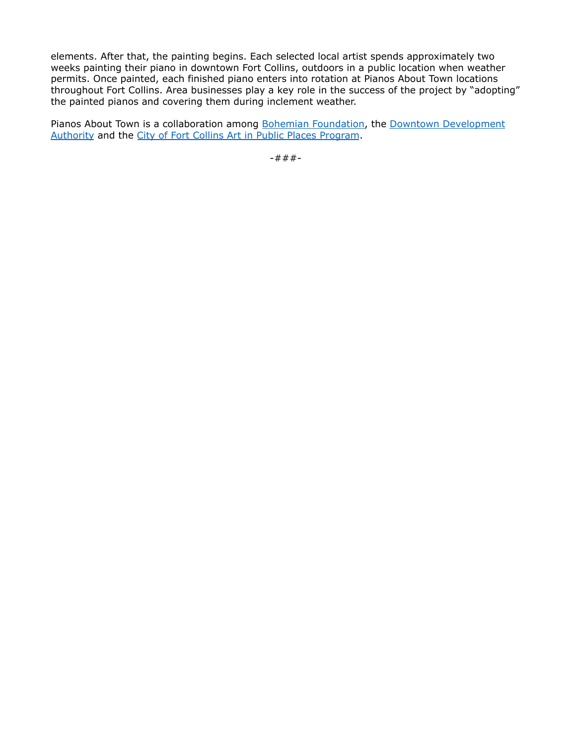elements. After that, the painting begins. Each selected local artist spends approximately two weeks painting their piano in downtown Fort Collins, outdoors in a public location when weather permits. Once painted, each finished piano enters into rotation at Pianos About Town locations throughout Fort Collins. Area businesses play a key role in the success of the project by "adopting" the painted pianos and covering them during inclement weather.

Pianos About Town is a collaboration among Bohemian Foundation, the Downtown Development Authority and the City of Fort Collins Art in Public Places Program.

-###-